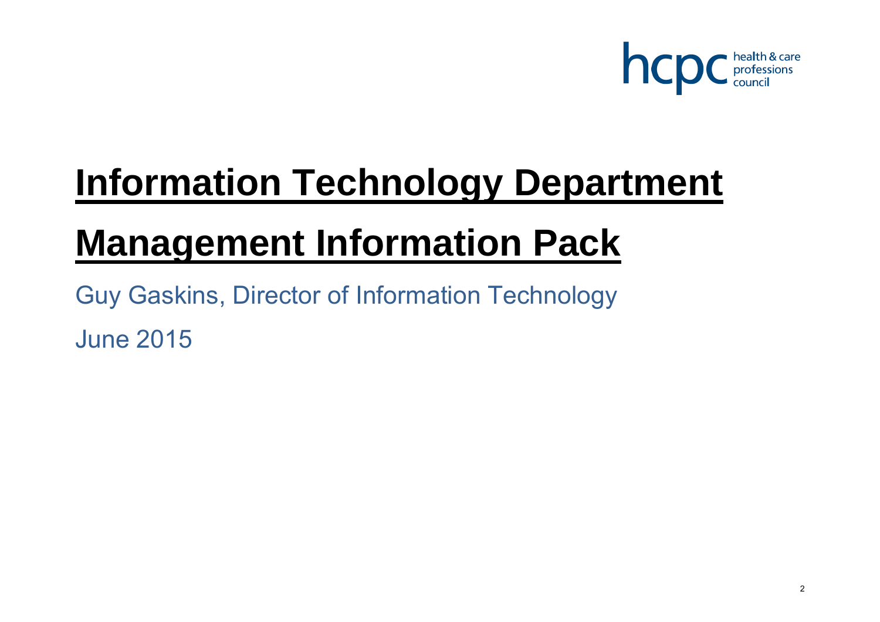hcpc health & care professions council

# Information Technology Department

# Management Information Pack

Guy Gaskins, Director of Information Technology

June 2015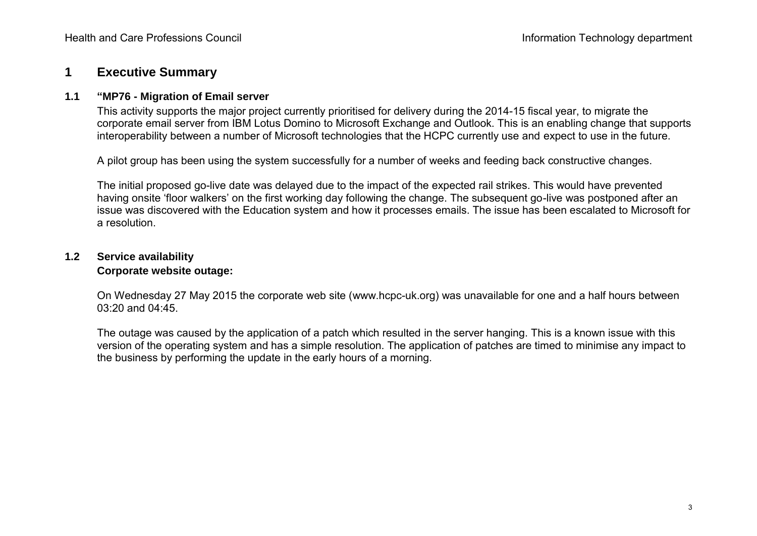# 1 Executive Summary

## 1.1 "MP76 - Migration of Email server

This activity supports the major project currently prioritised for delivery during the 2014-15 fiscal year, to migrate the corporate email server from IBM Lotus Domino to Microsoft Exchange and Outlook. This is an enabling change that supports interoperability between a number of Microsoft technologies that the HCPC currently use and expect to use in the future.

A pilot group has been using the system successfully for a number of weeks and feeding back constructive changes.

The initial proposed go-live date was delayed due to the impact of the expected rail strikes. This would have prevented having onsite 'floor walkers' on the first working day following the change. The subsequent go-live was postponed after an issue was discovered with the Education system and how it processes emails. The issue has been escalated to Microsoft for a resolution.

## 1.2 Service availability

**Corporate website outage:**

On Wednesday 27 May 2015 the corporate web site (www.hcpc-uk.org) was unavailable for one and a half hours between 03:20 and 04:45.

The outage was caused by the application of a patch which resulted in the server hanging. This is a known issue with this version of the operating system and has a simple resolution. The application of patches are timed to minimise any impact to the business by performing the update in the early hours of a morning.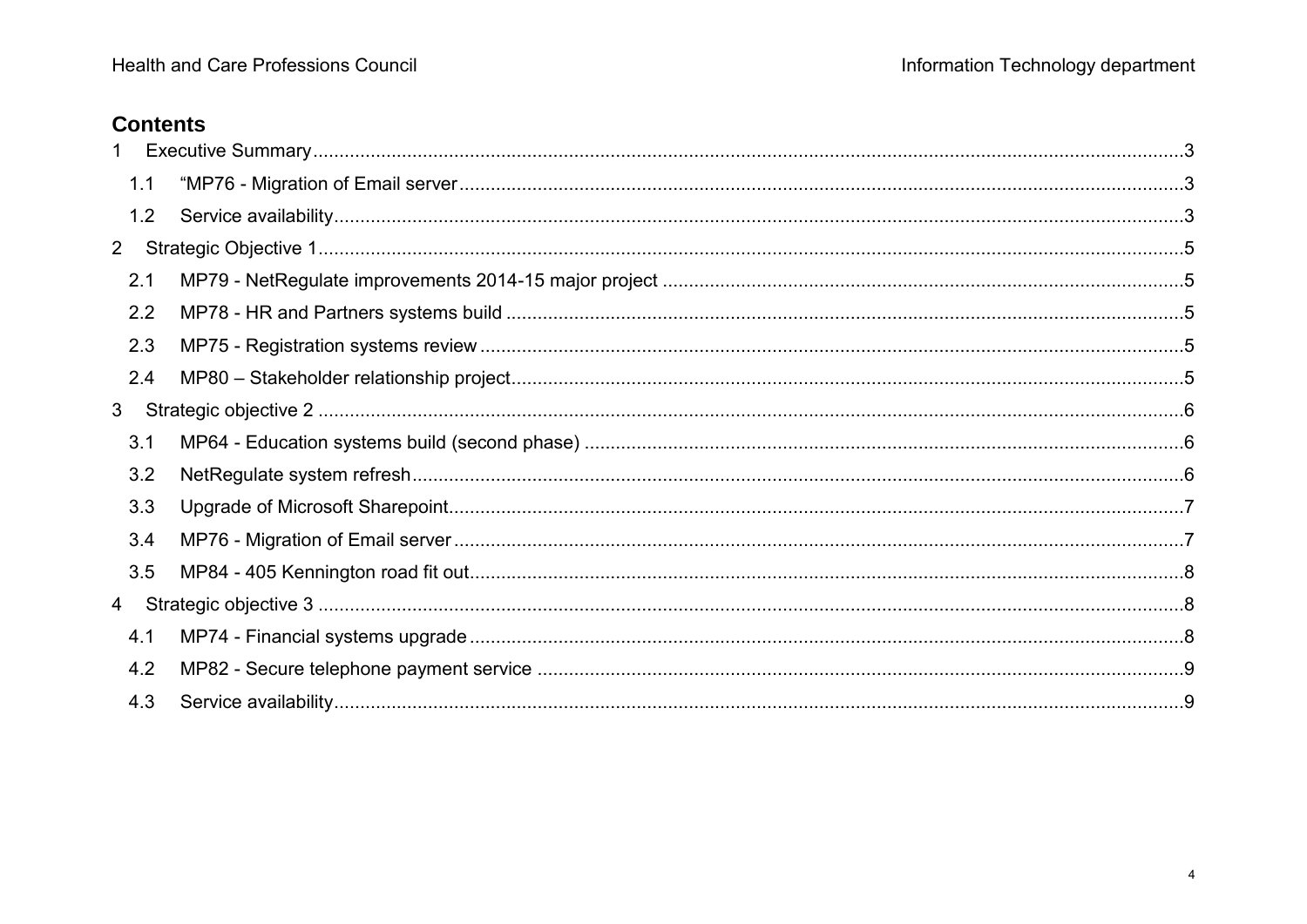## Contents

1 Executive Summary ........................................................................ 3

  1.1 “MP76 - Migration of Email server ........................................................................ 3

  1.2 Service availability ........................................................................ 3

2 Strategic Objective 1 ........................................................................ 5

  2.1 MP79 - NetRegulate improvements 2014-15 major project ........................................................................ 5

  2.2 MP78 - HR and Partners systems build ........................................................................ 5

  2.3 MP75 - Registration systems review ........................................................................ 5

  2.4 MP80 – Stakeholder relationship project ........................................................................ 5

3 Strategic objective 2 ........................................................................ 6

  3.1 MP64 - Education systems build (second phase) ........................................................................ 6

  3.2 NetRegulate system refresh ........................................................................ 6

  3.3 Upgrade of Microsoft Sharepoint ........................................................................ 7

  3.4 MP76 - Migration of Email server ........................................................................ 7

  3.5 MP84 - 405 Kennington road fit out ........................................................................ 8

4 Strategic objective 3 ........................................................................ 8

  4.1 MP74 - Financial systems upgrade ........................................................................ 8

  4.2 MP82 - Secure telephone payment service ........................................................................ 9

  4.3 Service availability ........................................................................ 9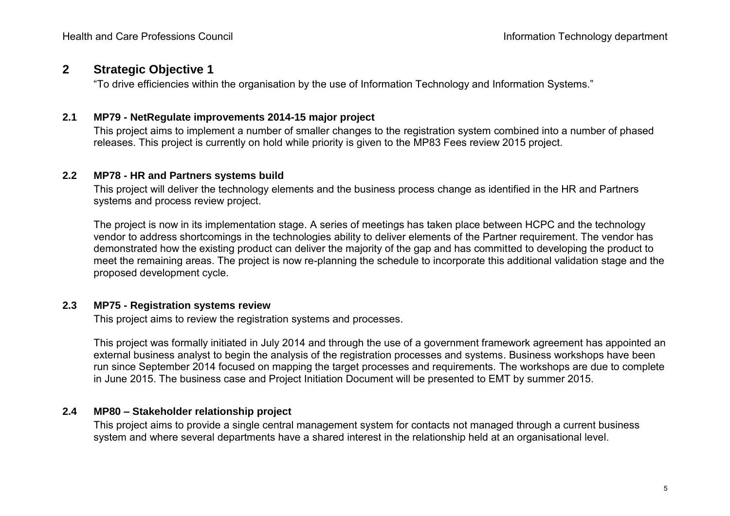## 2 Strategic Objective 1

"To drive efficiencies within the organisation by the use of Information Technology and Information Systems."

### 2.1 MP79 - NetRegulate improvements 2014-15 major project

This project aims to implement a number of smaller changes to the registration system combined into a number of phased releases. This project is currently on hold while priority is given to the MP83 Fees review 2015 project.

### 2.2 MP78 - HR and Partners systems build

This project will deliver the technology elements and the business process change as identified in the HR and Partners systems and process review project.

The project is now in its implementation stage. A series of meetings has taken place between HCPC and the technology vendor to address shortcomings in the technologies ability to deliver elements of the Partner requirement. The vendor has demonstrated how the existing product can deliver the majority of the gap and has committed to developing the product to meet the remaining areas. The project is now re-planning the schedule to incorporate this additional validation stage and the proposed development cycle.

### 2.3 MP75 - Registration systems review

This project aims to review the registration systems and processes.

This project was formally initiated in July 2014 and through the use of a government framework agreement has appointed an external business analyst to begin the analysis of the registration processes and systems. Business workshops have been run since September 2014 focused on mapping the target processes and requirements. The workshops are due to complete in June 2015. The business case and Project Initiation Document will be presented to EMT by summer 2015.

### 2.4 MP80 – Stakeholder relationship project

This project aims to provide a single central management system for contacts not managed through a current business system and where several departments have a shared interest in the relationship held at an organisational level.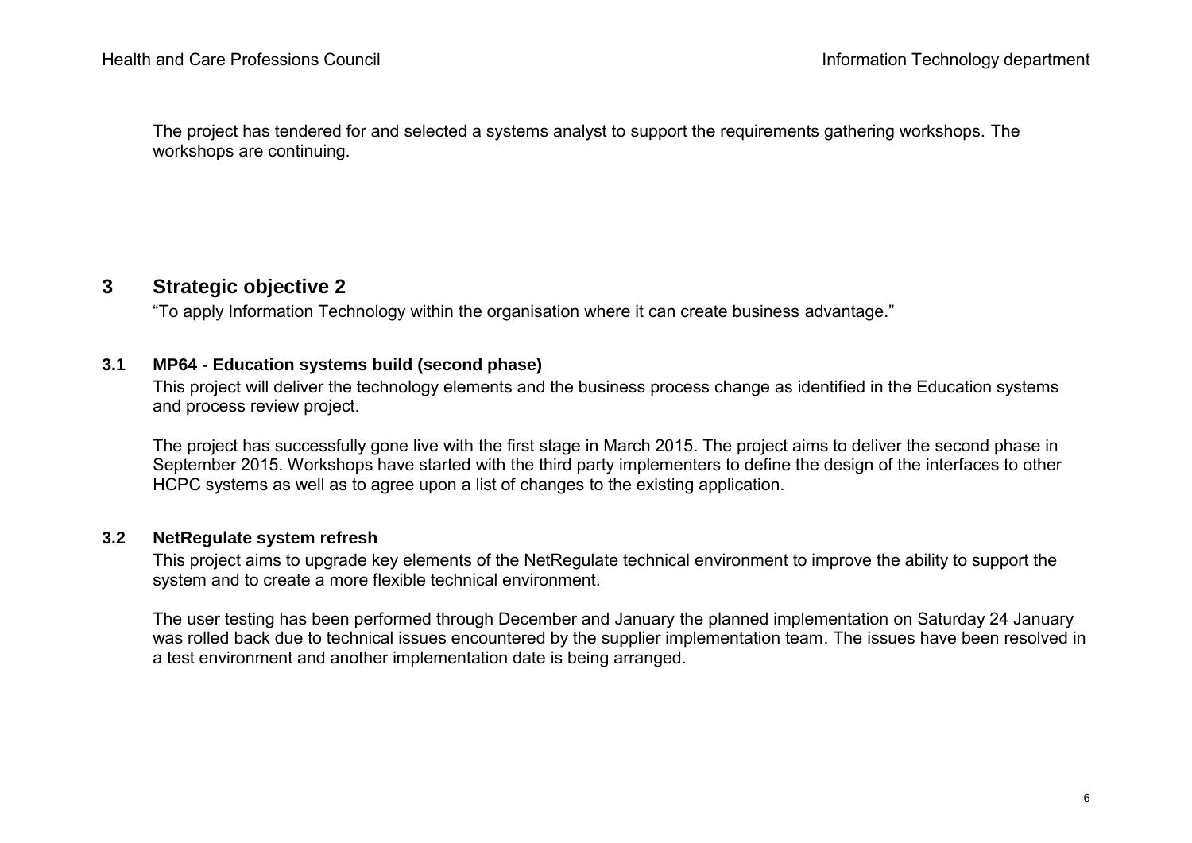The project has tendered for and selected a systems analyst to support the requirements gathering workshops. The workshops are continuing.

## 3 Strategic objective 2

"To apply Information Technology within the organisation where it can create business advantage."

### 3.1 MP64 - Education systems build (second phase)

This project will deliver the technology elements and the business process change as identified in the Education systems and process review project.

The project has successfully gone live with the first stage in March 2015. The project aims to deliver the second phase in September 2015. Workshops have started with the third party implementers to define the design of the interfaces to other HCPC systems as well as to agree upon a list of changes to the existing application.

### 3.2 NetRegulate system refresh

This project aims to upgrade key elements of the NetRegulate technical environment to improve the ability to support the system and to create a more flexible technical environment.

The user testing has been performed through December and January the planned implementation on Saturday 24 January was rolled back due to technical issues encountered by the supplier implementation team. The issues have been resolved in a test environment and another implementation date is being arranged.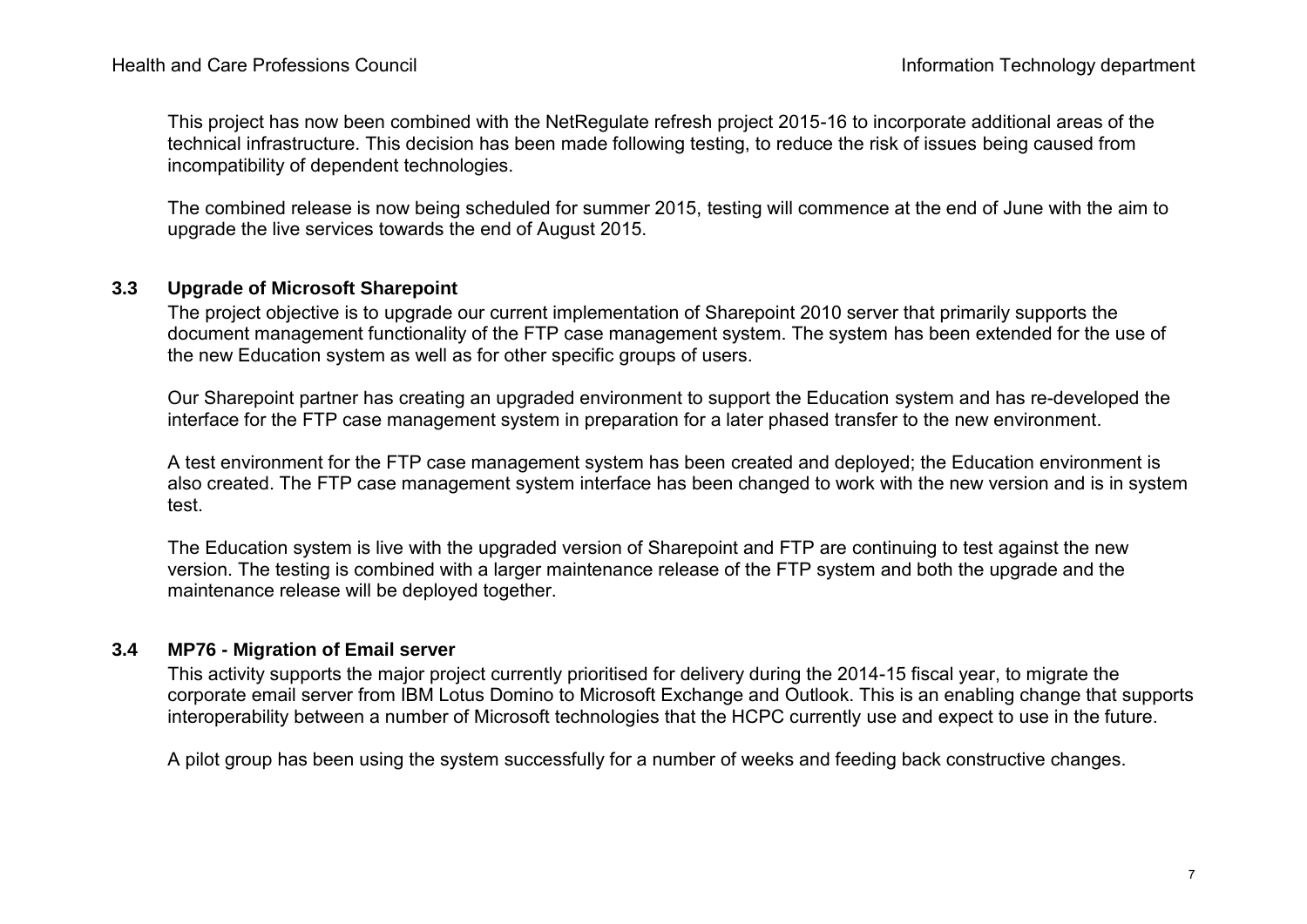This project has now been combined with the NetRegulate refresh project 2015-16 to incorporate additional areas of the technical infrastructure. This decision has been made following testing, to reduce the risk of issues being caused from incompatibility of dependent technologies.

The combined release is now being scheduled for summer 2015, testing will commence at the end of June with the aim to upgrade the live services towards the end of August 2015.

### 3.3 Upgrade of Microsoft Sharepoint

The project objective is to upgrade our current implementation of Sharepoint 2010 server that primarily supports the document management functionality of the FTP case management system. The system has been extended for the use of the new Education system as well as for other specific groups of users.

Our Sharepoint partner has creating an upgraded environment to support the Education system and has re-developed the interface for the FTP case management system in preparation for a later phased transfer to the new environment.

A test environment for the FTP case management system has been created and deployed; the Education environment is also created. The FTP case management system interface has been changed to work with the new version and is in system test.

The Education system is live with the upgraded version of Sharepoint and FTP are continuing to test against the new version. The testing is combined with a larger maintenance release of the FTP system and both the upgrade and the maintenance release will be deployed together.

### 3.4 MP76 - Migration of Email server

This activity supports the major project currently prioritised for delivery during the 2014-15 fiscal year, to migrate the corporate email server from IBM Lotus Domino to Microsoft Exchange and Outlook. This is an enabling change that supports interoperability between a number of Microsoft technologies that the HCPC currently use and expect to use in the future.

A pilot group has been using the system successfully for a number of weeks and feeding back constructive changes.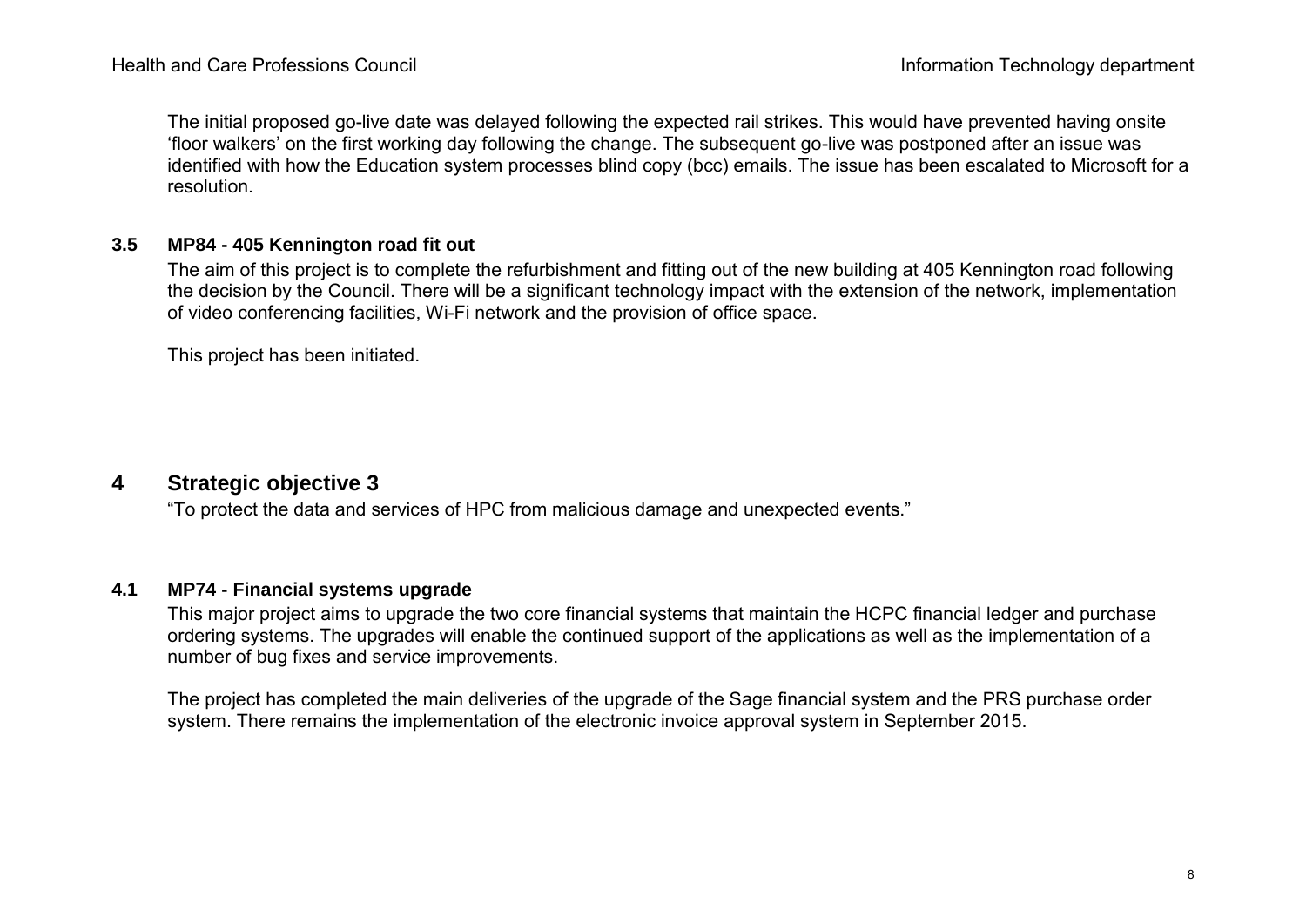The initial proposed go-live date was delayed following the expected rail strikes. This would have prevented having onsite 'floor walkers' on the first working day following the change. The subsequent go-live was postponed after an issue was identified with how the Education system processes blind copy (bcc) emails. The issue has been escalated to Microsoft for a resolution.

### 3.5 MP84 - 405 Kennington road fit out

The aim of this project is to complete the refurbishment and fitting out of the new building at 405 Kennington road following the decision by the Council. There will be a significant technology impact with the extension of the network, implementation of video conferencing facilities, Wi-Fi network and the provision of office space.

This project has been initiated.

## 4 Strategic objective 3

"To protect the data and services of HPC from malicious damage and unexpected events."

### 4.1 MP74 - Financial systems upgrade

This major project aims to upgrade the two core financial systems that maintain the HCPC financial ledger and purchase ordering systems. The upgrades will enable the continued support of the applications as well as the implementation of a number of bug fixes and service improvements.

The project has completed the main deliveries of the upgrade of the Sage financial system and the PRS purchase order system. There remains the implementation of the electronic invoice approval system in September 2015.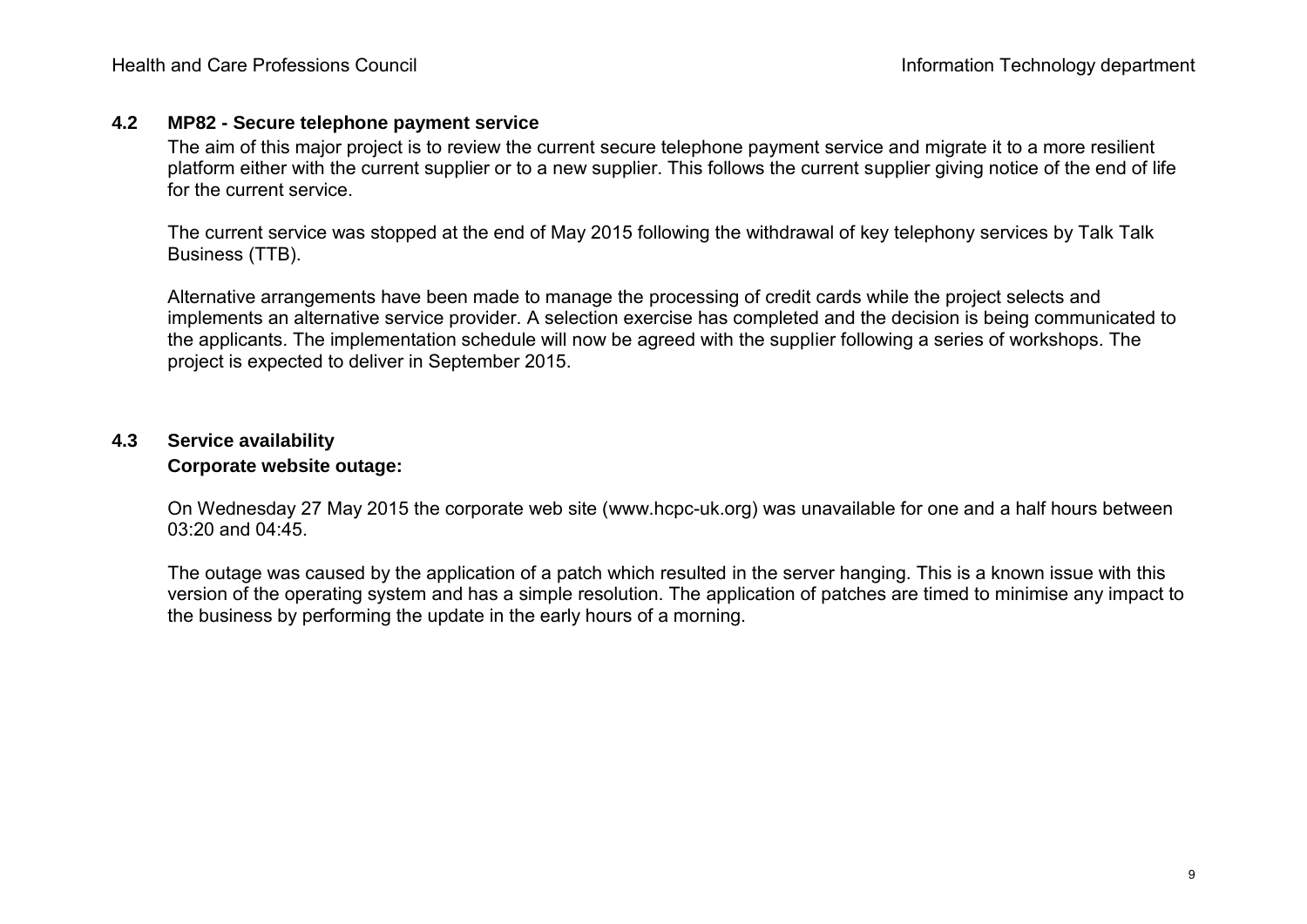## 4.2 MP82 - Secure telephone payment service

The aim of this major project is to review the current secure telephone payment service and migrate it to a more resilient platform either with the current supplier or to a new supplier. This follows the current supplier giving notice of the end of life for the current service.

The current service was stopped at the end of May 2015 following the withdrawal of key telephony services by Talk Talk Business (TTB).

Alternative arrangements have been made to manage the processing of credit cards while the project selects and implements an alternative service provider. A selection exercise has completed and the decision is being communicated to the applicants. The implementation schedule will now be agreed with the supplier following a series of workshops. The project is expected to deliver in September 2015.

## 4.3 Service availability

**Corporate website outage:**

On Wednesday 27 May 2015 the corporate web site (www.hcpc-uk.org) was unavailable for one and a half hours between 03:20 and 04:45.

The outage was caused by the application of a patch which resulted in the server hanging. This is a known issue with this version of the operating system and has a simple resolution. The application of patches are timed to minimise any impact to the business by performing the update in the early hours of a morning.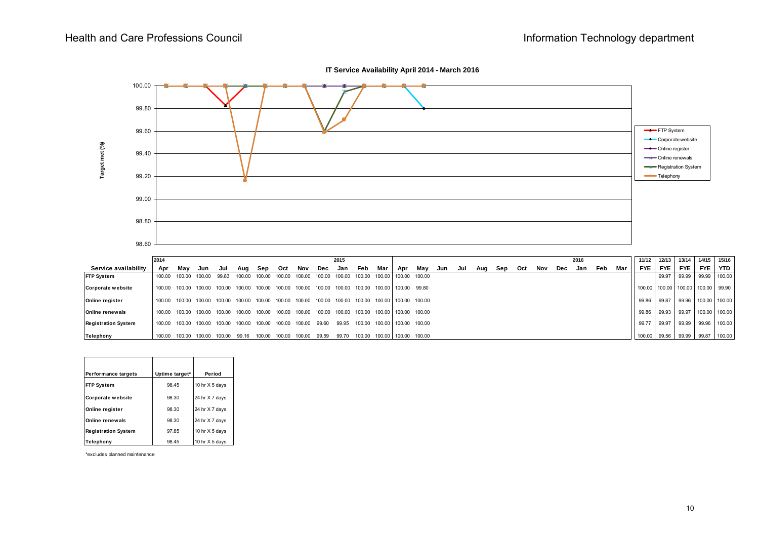Health and Care Professions Council

Information Technology department

IT Service Availability April 2014 - March 2016

Target met (%)

100.00
99.80
99.60
99.40
99.20
99.00
98.80
98.60

FTP System
Corporate website
Online register
Online renewals
Registration System
Telephony

| | 2014 | | | | | | | | | 2015 | | | | | | | | | | | | | 2016 | | | 11/12 | 12/13 | 13/14 | 14/15 | 15/16 |
|---|---|---|---|---|---|---|---|---|---|---|---|---|---|---|---|---|---|---|---|---|---|---|---|---|---|---|---|---|---|---|
| **Service availability** | **Apr** | **May** | **Jun** | **Jul** | **Aug** | **Sep** | **Oct** | **Nov** | **Dec** | **Jan** | **Feb** | **Mar** | **Apr** | **May** | **Jun** | **Jul** | **Aug** | **Sep** | **Oct** | **Nov** | **Dec** | **Jan** | **Feb** | **Mar** | **FYE** | **FYE** | **FYE** | **FYE** | **YTD** |
| **FTP System** | 100.00 | 100.00 | 100.00 | 99.83 | 100.00 | 100.00 | 100.00 | 100.00 | 100.00 | 100.00 | 100.00 | 100.00 | 100.00 | 100.00 | | | | | | | | | | | | 99.97 | 99.99 | 99.99 | 100.00 |
| **Corporate website** | 100.00 | 100.00 | 100.00 | 100.00 | 100.00 | 100.00 | 100.00 | 100.00 | 100.00 | 100.00 | 100.00 | 100.00 | 100.00 | 99.80 | | | | | | | | | | | 100.00 | 100.00 | 100.00 | 100.00 | 99.90 |
| **Online register** | 100.00 | 100.00 | 100.00 | 100.00 | 100.00 | 100.00 | 100.00 | 100.00 | 100.00 | 100.00 | 100.00 | 100.00 | 100.00 | 100.00 | | | | | | | | | | | 99.86 | 99.87 | 99.96 | 100.00 | 100.00 |
| **Online renewals** | 100.00 | 100.00 | 100.00 | 100.00 | 100.00 | 100.00 | 100.00 | 100.00 | 100.00 | 100.00 | 100.00 | 100.00 | 100.00 | 100.00 | | | | | | | | | | | 99.86 | 99.93 | 99.97 | 100.00 | 100.00 |
| **Registration System** | 100.00 | 100.00 | 100.00 | 100.00 | 100.00 | 100.00 | 100.00 | 100.00 | 99.60 | 99.95 | 100.00 | 100.00 | 100.00 | 100.00 | | | | | | | | | | | 99.77 | 99.97 | 99.99 | 99.96 | 100.00 |
| **Telephony** | 100.00 | 100.00 | 100.00 | 100.00 | 99.16 | 100.00 | 100.00 | 100.00 | 99.59 | 99.70 | 100.00 | 100.00 | 100.00 | 100.00 | | | | | | | | | | | 100.00 | 99.56 | 99.99 | 99.87 | 100.00 |

| Performance targets | Uptime target* | Period |
|---|---|---|
| **FTP System** | 98.45 | 10 hr X 5 days |
| **Corporate website** | 98.30 | 24 hr X 7 days |
| **Online register** | 98.30 | 24 hr X 7 days |
| **Online renewals** | 98.30 | 24 hr X 7 days |
| **Registration System** | 97.85 | 10 hr X 5 days |
| **Telephony** | 98.45 | 10 hr X 5 days |

*excludes planned maintenance